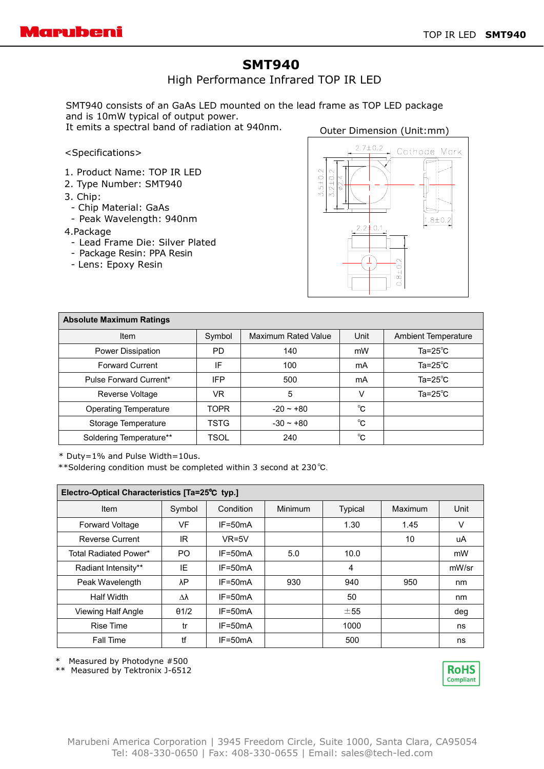# SMT940

High Performance Infrared TOP IR LED

SMT940 consists of an GaAs LED mounted on the lead frame as TOP LED package and is 10mW typical of output power.
It emits a spectral band of radiation at 940nm.

Outer Dimension (Unit:mm)

2.7±0.2 Cathode Mark 3.5±0.2 3.2±0.2 φ2.4 1.8±0.2 2.2±0.1 0.8±0.2

<Specifications>

1. Product Name: TOP IR LED
2. Type Number: SMT940
3. Chip:
   - Chip Material: GaAs
   - Peak Wavelength: 940nm
4. Package
   - Lead Frame Die: Silver Plated
   - Package Resin: PPA Resin
   - Lens: Epoxy Resin

| Absolute Maximum Ratings | | | | |
|---|---|---|---|---|
| Item | Symbol | Maximum Rated Value | Unit | Ambient Temperature |
| Power Dissipation | PD | 140 | mW | Ta=25℃ |
| Forward Current | IF | 100 | mA | Ta=25℃ |
| Pulse Forward Current* | IFP | 500 | mA | Ta=25℃ |
| Reverse Voltage | VR | 5 | V | Ta=25℃ |
| Operating Temperature | TOPR | -20 ~ +80 | ℃ | |
| Storage Temperature | TSTG | -30 ~ +80 | ℃ | |
| Soldering Temperature** | TSOL | 240 | ℃ | |

* Duty=1% and Pulse Width=10us.
**Soldering condition must be completed within 3 second at 230℃.

| Electro-Optical Characteristics [Ta=25℃ typ.] | | | | | | |
|---|---|---|---|---|---|---|
| Item | Symbol | Condition | Minimum | Typical | Maximum | Unit |
| Forward Voltage | VF | IF=50mA | | 1.30 | 1.45 | V |
| Reverse Current | IR | VR=5V | | | 10 | uA |
| Total Radiated Power* | PO | IF=50mA | 5.0 | 10.0 | | mW |
| Radiant Intensity** | IE | IF=50mA | | 4 | | mW/sr |
| Peak Wavelength | λP | IF=50mA | 930 | 940 | 950 | nm |
| Half Width | Δλ | IF=50mA | | 50 | | nm |
| Viewing Half Angle | θ1/2 | IF=50mA | | ±55 | | deg |
| Rise Time | tr | IF=50mA | | 1000 | | ns |
| Fall Time | tf | IF=50mA | | 500 | | ns |

* Measured by Photodyne #500
** Measured by Tektronix J-6512

RoHS Compliant

Marubeni America Corporation | 3945 Freedom Circle, Suite 1000, Santa Clara, CA95054
Tel: 408-330-0650 | Fax: 408-330-0655 | Email: sales@tech-led.com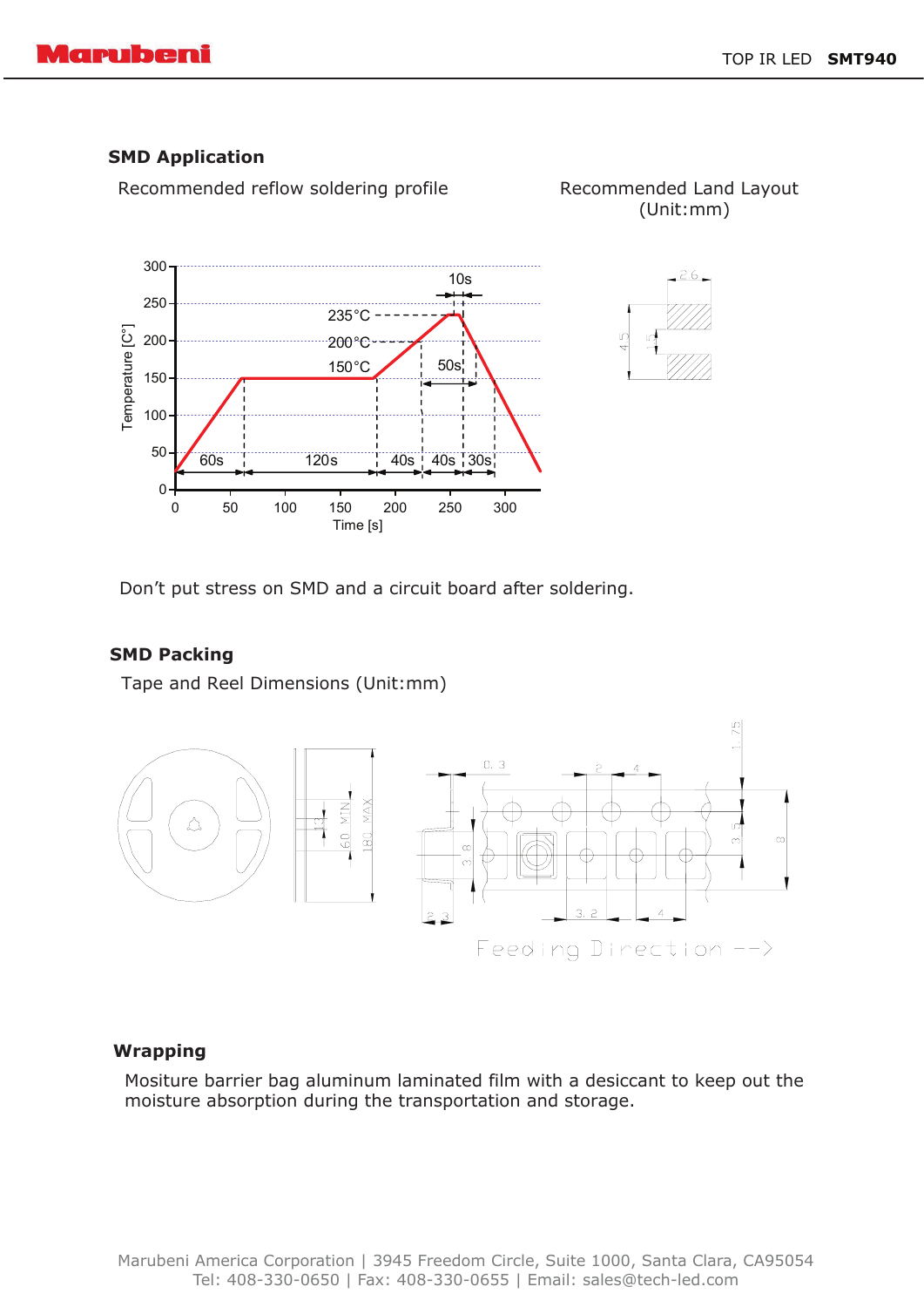## SMD Application

Recommended reflow soldering profile

Temperature [C°]

300
250
200
150
100
50
0

0 50 100 150 200 250 300

Time [s]

10s
235°C
200°C
150°C
50s
60s
120s
40s
40s
30s

Recommended Land Layout
(Unit:mm)

2.6
4.5
1.5

Don’t put stress on SMD and a circuit board after soldering.

## SMD Packing

Tape and Reel Dimensions (Unit:mm)

13
60 MIN
180 MAX

0.3
2
4
1.75
3.8
3.5
8
2.3
3.2
4

Feeding Direction -->

## Wrapping

Mositure barrier bag aluminum laminated film with a desiccant to keep out the moisture absorption during the transportation and storage.

Marubeni America Corporation | 3945 Freedom Circle, Suite 1000, Santa Clara, CA95054
Tel: 408-330-0650 | Fax: 408-330-0655 | Email: sales@tech-led.com